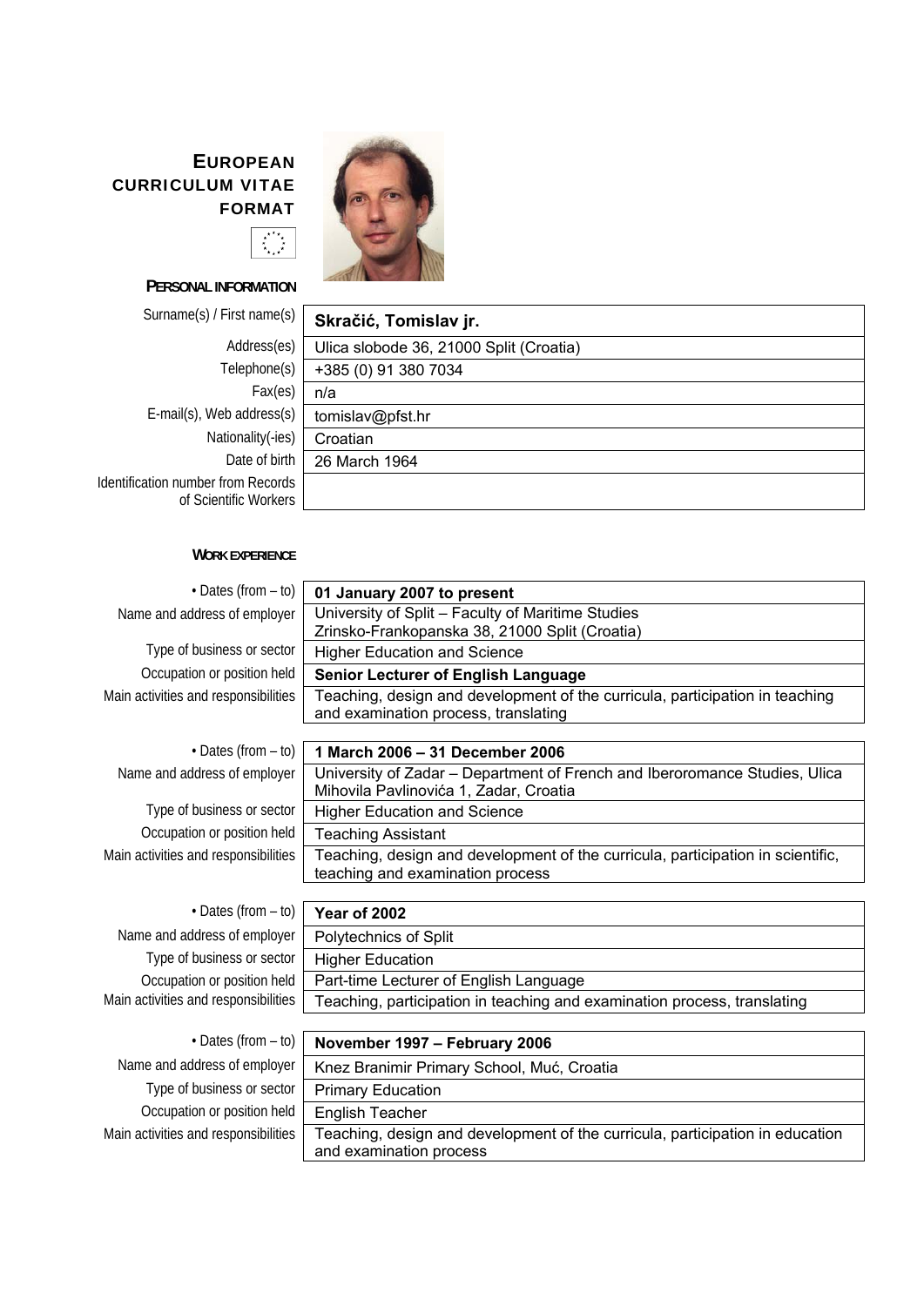# EUROPEAN CURRICULUM VITAE FORMAT

## PERSONAL INFORMATION

| | |
|---|---|
| Surname(s) / First name(s) | **Skračić, Tomislav jr.** |
| Address(es) | Ulica slobode 36, 21000 Split (Croatia) |
| Telephone(s) | +385 (0) 91 380 7034 |
| Fax(es) | n/a |
| E-mail(s), Web address(s) | tomislav@pfst.hr |
| Nationality(-ies) | Croatian |
| Date of birth | 26 March 1964 |
| Identification number from Records of Scientific Workers | |

## WORK EXPERIENCE

| | |
|---|---|
| • Dates (from – to) | **01 January 2007 to present** |
| Name and address of employer | University of Split – Faculty of Maritime Studies<br>Zrinsko-Frankopanska 38, 21000 Split (Croatia) |
| Type of business or sector | Higher Education and Science |
| Occupation or position held | **Senior Lecturer of English Language** |
| Main activities and responsibilities | Teaching, design and development of the curricula, participation in teaching and examination process, translating |

| | |
|---|---|
| • Dates (from – to) | **1 March 2006 – 31 December 2006** |
| Name and address of employer | University of Zadar – Department of French and Iberoromance Studies, Ulica Mihovila Pavlinovića 1, Zadar, Croatia |
| Type of business or sector | Higher Education and Science |
| Occupation or position held | Teaching Assistant |
| Main activities and responsibilities | Teaching, design and development of the curricula, participation in scientific, teaching and examination process |

| | |
|---|---|
| • Dates (from – to) | **Year of 2002** |
| Name and address of employer | Polytechnics of Split |
| Type of business or sector | Higher Education |
| Occupation or position held | Part-time Lecturer of English Language |
| Main activities and responsibilities | Teaching, participation in teaching and examination process, translating |

| | |
|---|---|
| • Dates (from – to) | **November 1997 – February 2006** |
| Name and address of employer | Knez Branimir Primary School, Muć, Croatia |
| Type of business or sector | Primary Education |
| Occupation or position held | English Teacher |
| Main activities and responsibilities | Teaching, design and development of the curricula, participation in education and examination process |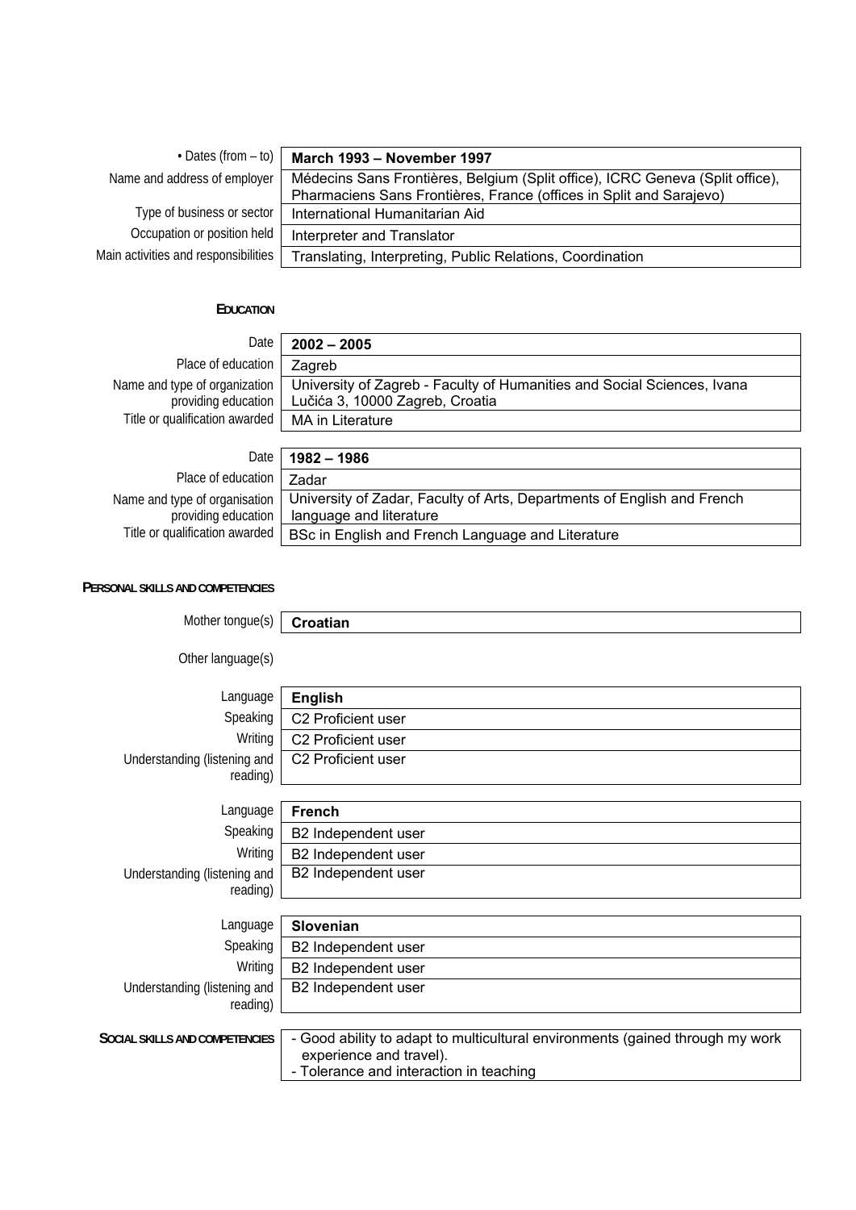| | |
|---|---|
| • Dates (from – to) | **March 1993 – November 1997** |
| Name and address of employer | Médecins Sans Frontières, Belgium (Split office), ICRC Geneva (Split office), Pharmaciens Sans Frontières, France (offices in Split and Sarajevo) |
| Type of business or sector | International Humanitarian Aid |
| Occupation or position held | Interpreter and Translator |
| Main activities and responsibilities | Translating, Interpreting, Public Relations, Coordination |

## EDUCATION

| | |
|---|---|
| Date | **2002 – 2005** |
| Place of education | Zagreb |
| Name and type of organization providing education | University of Zagreb - Faculty of Humanities and Social Sciences, Ivana Lučića 3, 10000 Zagreb, Croatia |
| Title or qualification awarded | MA in Literature |

| | |
|---|---|
| Date | **1982 – 1986** |
| Place of education | Zadar |
| Name and type of organisation providing education | University of Zadar, Faculty of Arts, Departments of English and French language and literature |
| Title or qualification awarded | BSc in English and French Language and Literature |

## PERSONAL SKILLS AND COMPETENCIES

| | |
|---|---|
| Mother tongue(s) | **Croatian** |

Other language(s)

| | |
|---|---|
| Language | **English** |
| Speaking | C2 Proficient user |
| Writing | C2 Proficient user |
| Understanding (listening and reading) | C2 Proficient user |

| | |
|---|---|
| Language | **French** |
| Speaking | B2 Independent user |
| Writing | B2 Independent user |
| Understanding (listening and reading) | B2 Independent user |

| | |
|---|---|
| Language | **Slovenian** |
| Speaking | B2 Independent user |
| Writing | B2 Independent user |
| Understanding (listening and reading) | B2 Independent user |

| | |
|---|---|
| SOCIAL SKILLS AND COMPETENCIES | - Good ability to adapt to multicultural environments (gained through my work experience and travel).<br>- Tolerance and interaction in teaching |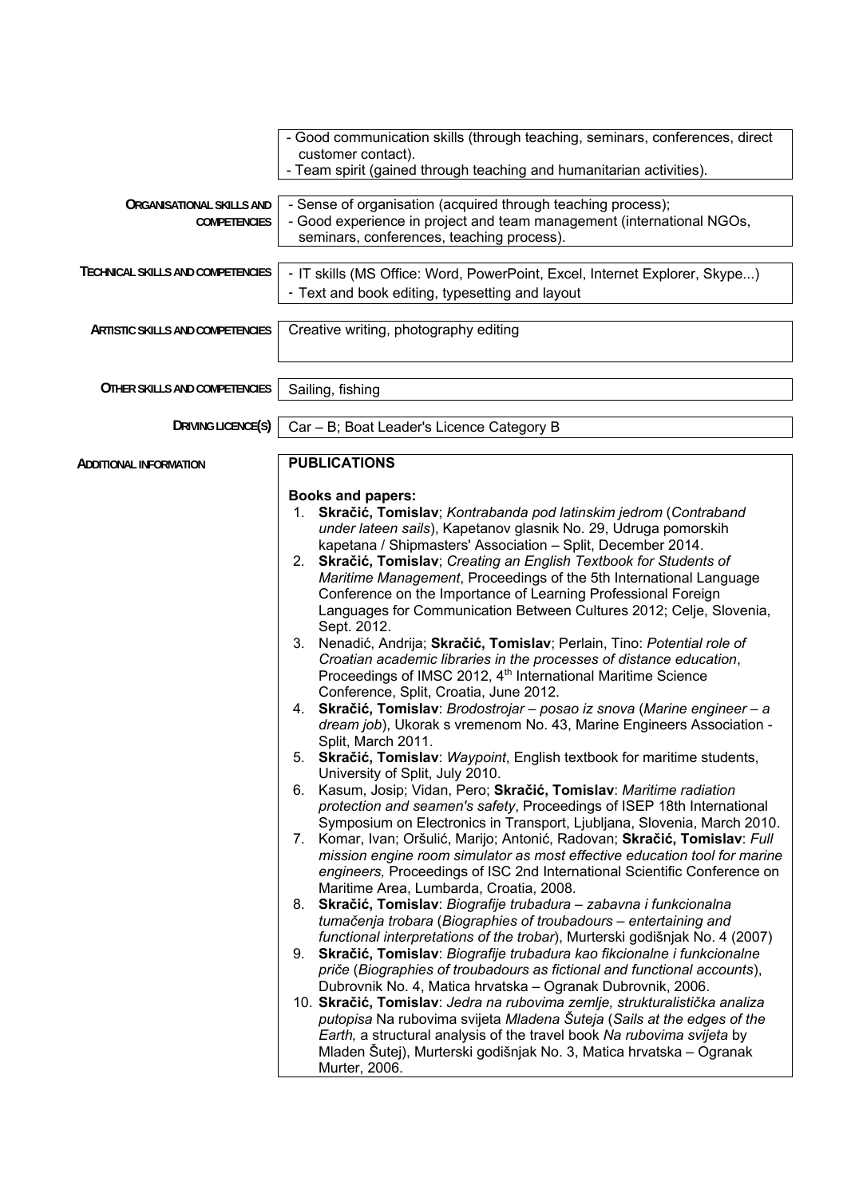| | |
|---|---|
| | - Good communication skills (through teaching, seminars, conferences, direct customer contact).<br>- Team spirit (gained through teaching and humanitarian activities). |
| **ORGANISATIONAL SKILLS AND COMPETENCIES** | - Sense of organisation (acquired through teaching process);<br>- Good experience in project and team management (international NGOs, seminars, conferences, teaching process). |
| **TECHNICAL SKILLS AND COMPETENCIES** | - IT skills (MS Office: Word, PowerPoint, Excel, Internet Explorer, Skype...)<br>- Text and book editing, typesetting and layout |
| **ARTISTIC SKILLS AND COMPETENCIES** | Creative writing, photography editing |
| **OTHER SKILLS AND COMPETENCIES** | Sailing, fishing |
| **DRIVING LICENCE(S)** | Car – B; Boat Leader's Licence Category B |

**ADDITIONAL INFORMATION**

**PUBLICATIONS**

**Books and papers:**

1. **Skračić, Tomislav**; *Kontrabanda pod latinskim jedrom* (*Contraband under lateen sails*), Kapetanov glasnik No. 29, Udruga pomorskih kapetana / Shipmasters' Association – Split, December 2014.
2. **Skračić, Tomislav**; *Creating an English Textbook for Students of Maritime Management*, Proceedings of the 5th International Language Conference on the Importance of Learning Professional Foreign Languages for Communication Between Cultures 2012; Celje, Slovenia, Sept. 2012.
3. Nenadić, Andrija; **Skračić, Tomislav**; Perlain, Tino: *Potential role of Croatian academic libraries in the processes of distance education*, Proceedings of IMSC 2012, 4th International Maritime Science Conference, Split, Croatia, June 2012.
4. **Skračić, Tomislav**: *Brodostrojar – posao iz snova* (*Marine engineer – a dream job*), Ukorak s vremenom No. 43, Marine Engineers Association - Split, March 2011.
5. **Skračić, Tomislav**: *Waypoint*, English textbook for maritime students, University of Split, July 2010.
6. Kasum, Josip; Vidan, Pero; **Skračić, Tomislav**: *Maritime radiation protection and seamen's safety*, Proceedings of ISEP 18th International Symposium on Electronics in Transport, Ljubljana, Slovenia, March 2010.
7. Komar, Ivan; Oršulić, Marijo; Antonić, Radovan; **Skračić, Tomislav**: *Full mission engine room simulator as most effective education tool for marine engineers,* Proceedings of ISC 2nd International Scientific Conference on Maritime Area, Lumbarda, Croatia, 2008.
8. **Skračić, Tomislav**: *Biografije trubadura – zabavna i funkcionalna tumačenja trobara* (*Biographies of troubadours – entertaining and functional interpretations of the trobar*), Murterski godišnjak No. 4 (2007)
9. **Skračić, Tomislav**: *Biografije trubadura kao fikcionalne i funkcionalne priče* (*Biographies of troubadours as fictional and functional accounts*), Dubrovnik No. 4, Matica hrvatska – Ogranak Dubrovnik, 2006.
10. **Skračić, Tomislav**: *Jedra na rubovima zemlje, strukturalistička analiza putopisa* Na rubovima svijeta *Mladena Šuteja* (*Sails at the edges of the Earth,* a structural analysis of the travel book *Na rubovima svijeta* by Mladen Šutej), Murterski godišnjak No. 3, Matica hrvatska – Ogranak Murter, 2006.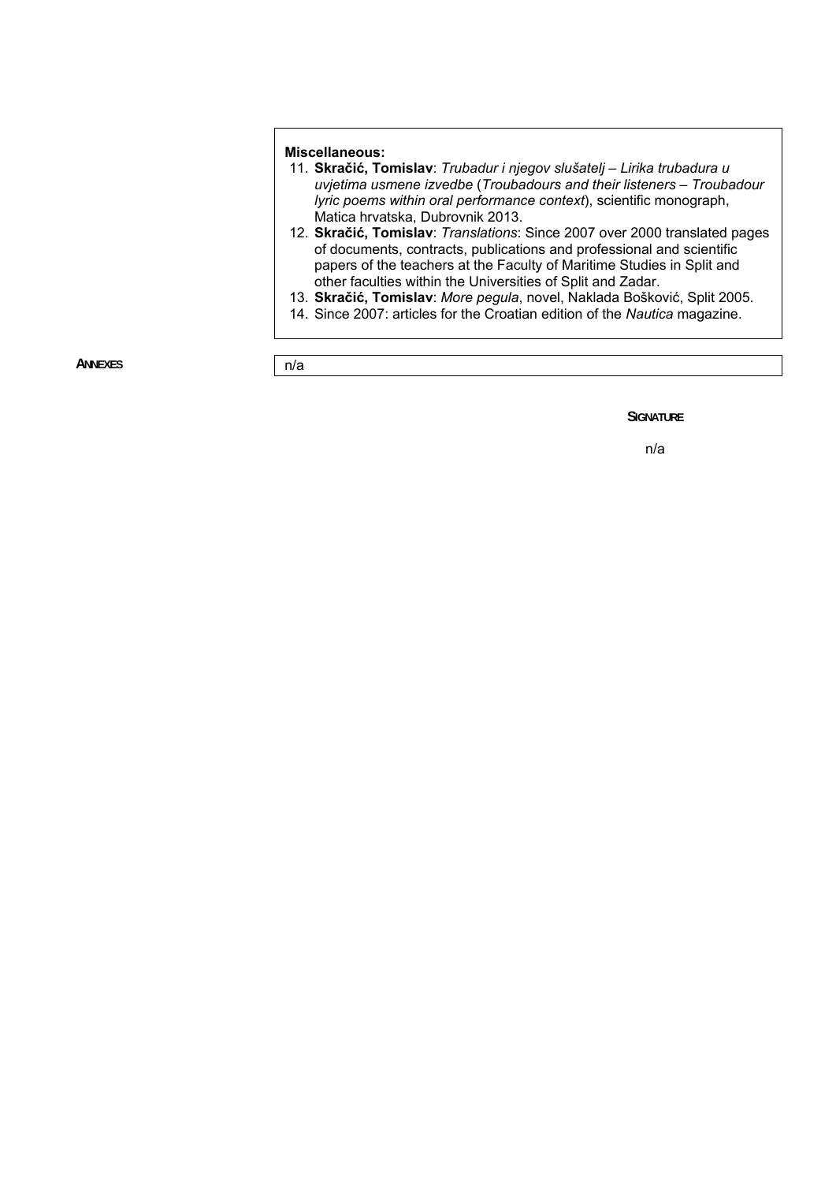**Miscellaneous:**

11. **Skračić, Tomislav**: *Trubadur i njegov slušatelj – Lirika trubadura u uvjetima usmene izvedbe* (*Troubadours and their listeners – Troubadour lyric poems within oral performance context*), scientific monograph, Matica hrvatska, Dubrovnik 2013.
12. **Skračić, Tomislav**: *Translations*: Since 2007 over 2000 translated pages of documents, contracts, publications and professional and scientific papers of the teachers at the Faculty of Maritime Studies in Split and other faculties within the Universities of Split and Zadar.
13. **Skračić, Tomislav**: *More pegula*, novel, Naklada Bošković, Split 2005.
14. Since 2007: articles for the Croatian edition of the *Nautica* magazine.

**ANNEXES**

n/a

**SIGNATURE**

n/a